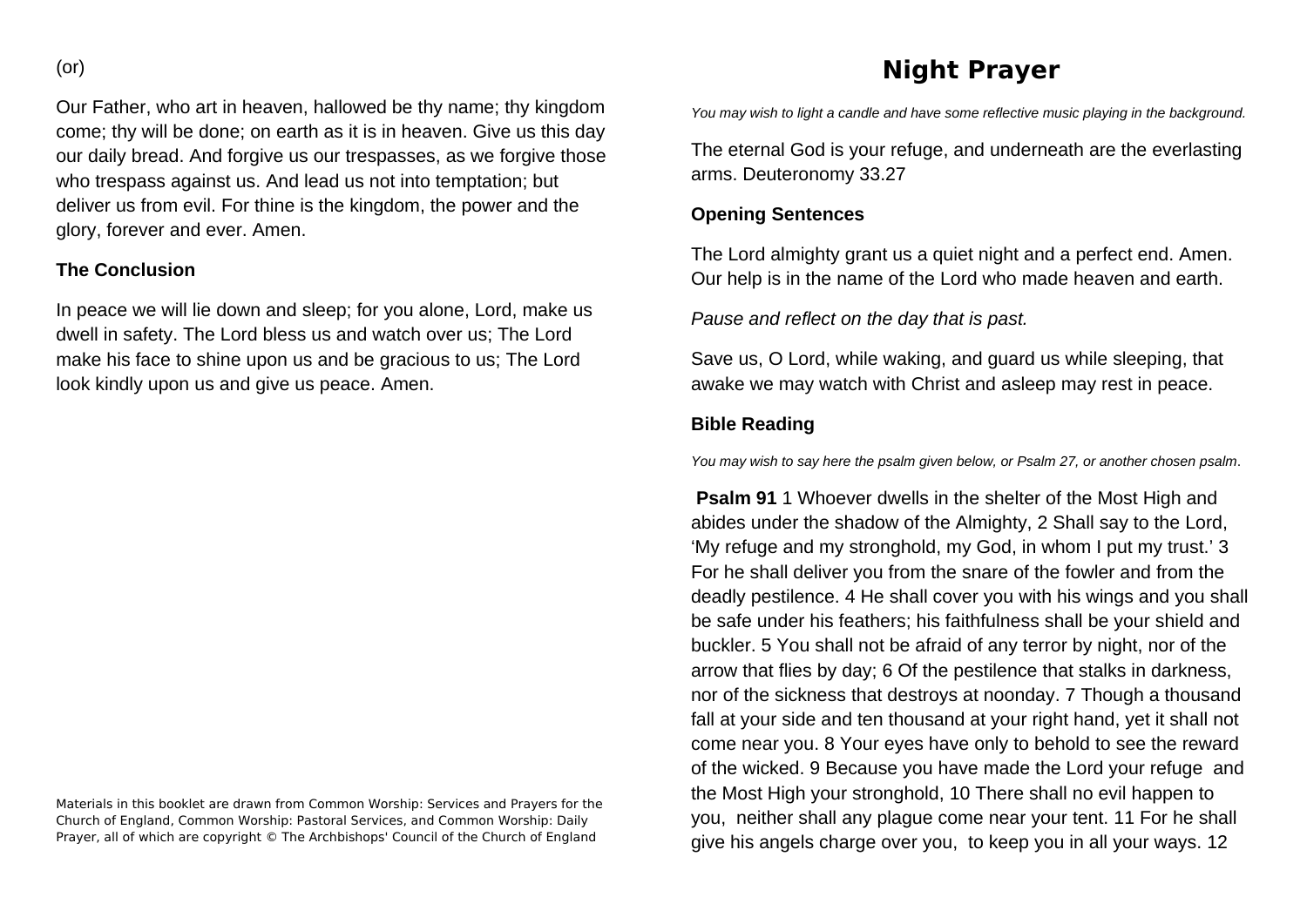(or)

Our Father, who art in heaven, hallowed be thy name; thy kingdom come; thy will be done; on earth as it is in heaven. Give us this day our daily bread. And forgive us our trespasses, as we forgive those who trespass against us. And lead us not into temptation; but deliver us from evil. For thine is the kingdom, the power and the glory, forever and ever. Amen.

**The Conclusion**

In peace we will lie down and sleep; for you alone, Lord, make us dwell in safety. The Lord bless us and watch over us; The Lord make his face to shine upon us and be gracious to us; The Lord look kindly upon us and give us peace. Amen.

Materials in this booklet are drawn from Common Worship: Services and Prayers for the Church of England, Common Worship: Pastoral Services, and Common Worship: Daily Prayer, all of which are copyright © The Archbishops' Council of the Church of England

# Night Prayer

*You may wish to light a candle and have some reflective music playing in the background.*

The eternal God is your refuge, and underneath are the everlasting arms. Deuteronomy 33.27

**Opening Sentences**

The Lord almighty grant us a quiet night and a perfect end. Amen. Our help is in the name of the Lord who made heaven and earth.

*Pause and reflect on the day that is past.*

Save us, O Lord, while waking, and guard us while sleeping, that awake we may watch with Christ and asleep may rest in peace.

**Bible Reading**

*You may wish to say here the psalm given below, or Psalm 27, or another chosen psalm.*

**Psalm 91** 1 Whoever dwells in the shelter of the Most High and abides under the shadow of the Almighty, 2 Shall say to the Lord, 'My refuge and my stronghold, my God, in whom I put my trust.' 3 For he shall deliver you from the snare of the fowler and from the deadly pestilence. 4 He shall cover you with his wings and you shall be safe under his feathers; his faithfulness shall be your shield and buckler. 5 You shall not be afraid of any terror by night, nor of the arrow that flies by day; 6 Of the pestilence that stalks in darkness, nor of the sickness that destroys at noonday. 7 Though a thousand fall at your side and ten thousand at your right hand, yet it shall not come near you. 8 Your eyes have only to behold to see the reward of the wicked. 9 Because you have made the Lord your refuge and the Most High your stronghold, 10 There shall no evil happen to you, neither shall any plague come near your tent. 11 For he shall give his angels charge over you, to keep you in all your ways. 12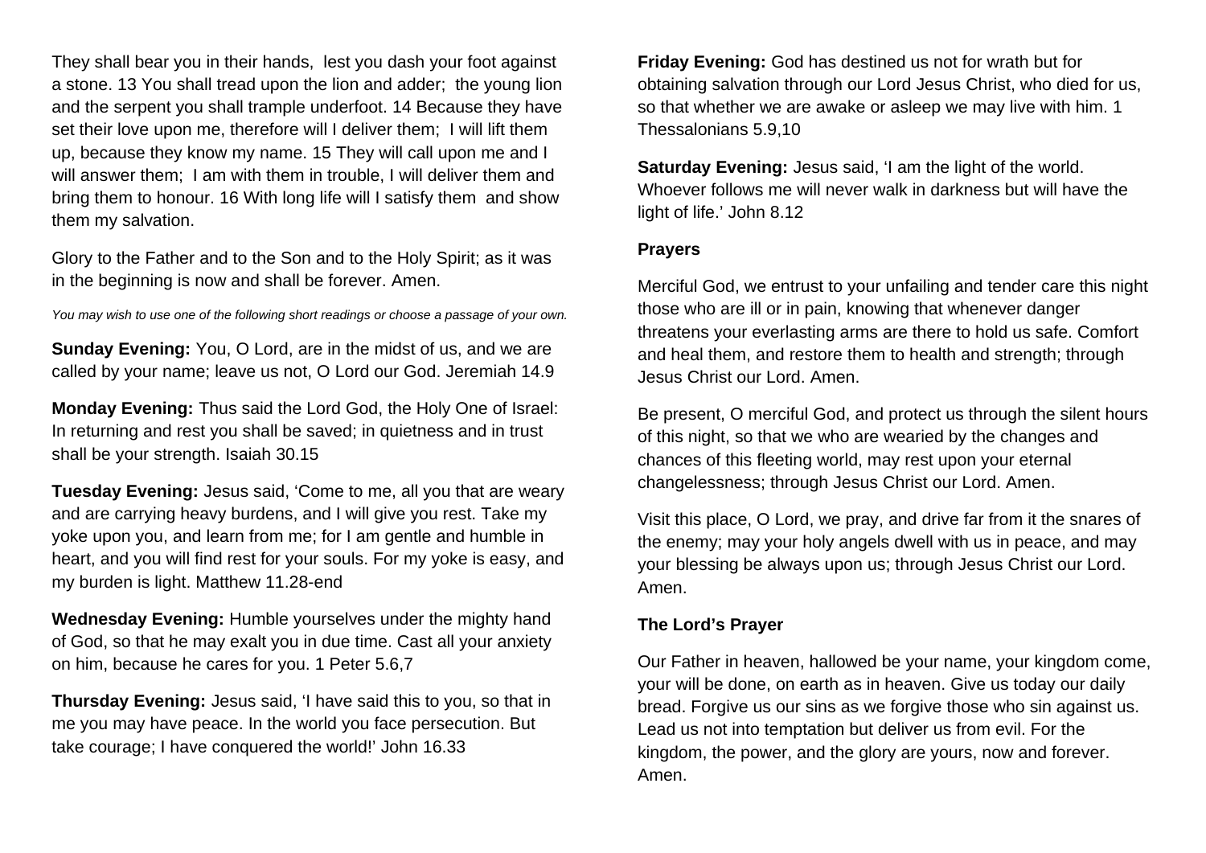They shall bear you in their hands, lest you dash your foot against a stone. 13 You shall tread upon the lion and adder; the young lion and the serpent you shall trample underfoot. 14 Because they have set their love upon me, therefore will I deliver them; I will lift them up, because they know my name. 15 They will call upon me and I will answer them; I am with them in trouble, I will deliver them and bring them to honour. 16 With long life will I satisfy them and show them my salvation.

Glory to the Father and to the Son and to the Holy Spirit; as it was in the beginning is now and shall be forever. Amen.

*You may wish to use one of the following short readings or choose a passage of your own.*

**Sunday Evening:** You, O Lord, are in the midst of us, and we are called by your name; leave us not, O Lord our God. Jeremiah 14.9

**Monday Evening:** Thus said the Lord God, the Holy One of Israel: In returning and rest you shall be saved; in quietness and in trust shall be your strength. Isaiah 30.15

**Tuesday Evening:** Jesus said, 'Come to me, all you that are weary and are carrying heavy burdens, and I will give you rest. Take my yoke upon you, and learn from me; for I am gentle and humble in heart, and you will find rest for your souls. For my yoke is easy, and my burden is light. Matthew 11.28-end

**Wednesday Evening:** Humble yourselves under the mighty hand of God, so that he may exalt you in due time. Cast all your anxiety on him, because he cares for you. 1 Peter 5.6,7

**Thursday Evening:** Jesus said, 'I have said this to you, so that in me you may have peace. In the world you face persecution. But take courage; I have conquered the world!' John 16.33

**Friday Evening:** God has destined us not for wrath but for obtaining salvation through our Lord Jesus Christ, who died for us, so that whether we are awake or asleep we may live with him. 1 Thessalonians 5.9,10

**Saturday Evening:** Jesus said, 'I am the light of the world. Whoever follows me will never walk in darkness but will have the light of life.' John 8.12

**Prayers**

Merciful God, we entrust to your unfailing and tender care this night those who are ill or in pain, knowing that whenever danger threatens your everlasting arms are there to hold us safe. Comfort and heal them, and restore them to health and strength; through Jesus Christ our Lord. Amen.

Be present, O merciful God, and protect us through the silent hours of this night, so that we who are wearied by the changes and chances of this fleeting world, may rest upon your eternal changelessness; through Jesus Christ our Lord. Amen.

Visit this place, O Lord, we pray, and drive far from it the snares of the enemy; may your holy angels dwell with us in peace, and may your blessing be always upon us; through Jesus Christ our Lord. Amen.

**The Lord's Prayer**

Our Father in heaven, hallowed be your name, your kingdom come, your will be done, on earth as in heaven. Give us today our daily bread. Forgive us our sins as we forgive those who sin against us. Lead us not into temptation but deliver us from evil. For the kingdom, the power, and the glory are yours, now and forever. Amen.